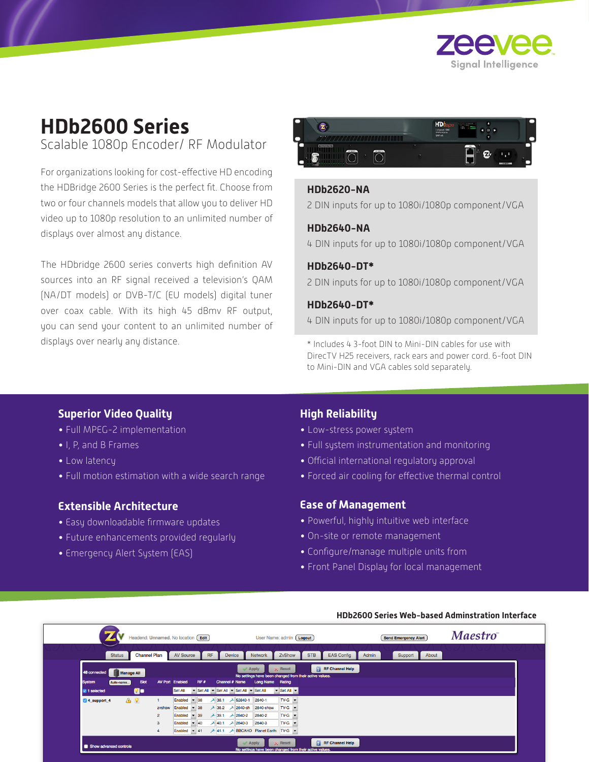# HDb2600 Series

Scalable 1080p Encoder/ RF Modulator

For organizations looking for cost-effective HD encoding the HDBridge 2600 Series is the perfect fit. Choose from two or four channels models that allow you to deliver HD video up to 1080p resolution to an unlimited number of displays over almost any distance.

The HDbridge 2600 series converts high definition AV sources into an RF signal received a television's QAM (NA/DT models) or DVB-T/C (EU models) digital tuner over coax cable. With its high 45 dBmv RF output, you can send your content to an unlimited number of displays over nearly any distance.

**HDb2620-NA**
2 DIN inputs for up to 1080i/1080p component/VGA

**HDb2640-NA**
4 DIN inputs for up to 1080i/1080p component/VGA

**HDb2640-DT***
2 DIN inputs for up to 1080i/1080p component/VGA

**HDb2640-DT***
4 DIN inputs for up to 1080i/1080p component/VGA

* Includes 4 3-foot DIN to Mini-DIN cables for use with DirecTV H25 receivers, rack ears and power cord. 6-foot DIN to Mini-DIN and VGA cables sold separately.

## Superior Video Quality

- Full MPEG-2 implementation
- I, P, and B Frames
- Low latency
- Full motion estimation with a wide search range

## Extensible Architecture

- Easy downloadable firmware updates
- Future enhancements provided regularly
- Emergency Alert System (EAS)

## High Reliability

- Low-stress power system
- Full system instrumentation and monitoring
- Official international regulatory approval
- Forced air cooling for effective thermal control

## Ease of Management

- Powerful, highly intuitive web interface
- On-site or remote management
- Configure/manage multiple units from
- Front Panel Display for local management

**HDb2600 Series Web-based Adminstration Interface**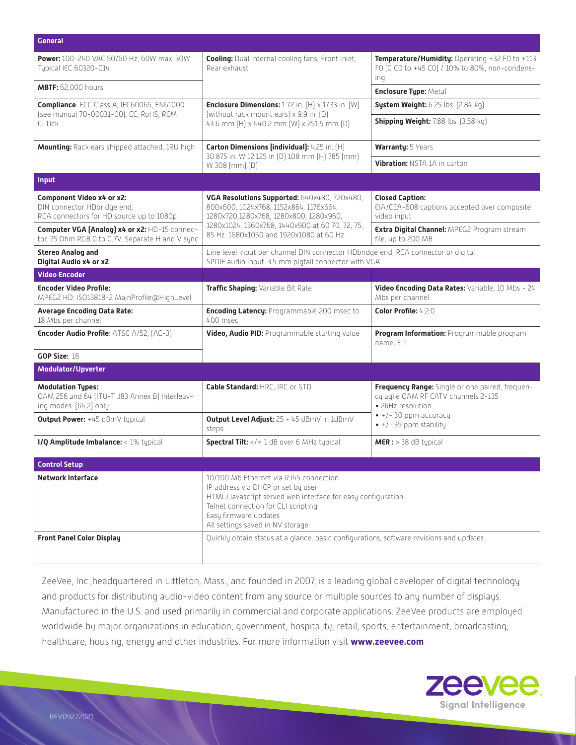| General | | |
|---|---|---|
| **Power:** 100-240 VAC 50/60 Hz, 60W max. 30W Typical IEC 60320-C14 | **Cooling:** Dual internal cooling fans, Front inlet, Rear exhaust | **Temperature/Humidity:** Operating +32 F0 to +113 F0 (0 C0 to +45 C0) / 10% to 80%, non-condensing |
| **MBTF:** 62,000 hours | | **Enclosure Type:** Metal |
| **Compliance**: FCC Class A, IEC60065, EN61000 (see manual 70-00031-00), CE, RoHS, RCM C-Tick | **Enclosure Dimensions:** 1.72 in. (H) x 17.33 in. (W) (without rack mount ears) x 9.9 in. (D) 43.6 mm (H) x 440.2 mm (W) x 251.5 mm (D) | **System Weight:** 6.25 lbs. (2.84 kg) |
| | | **Shipping Weight:** 7.88 lbs. (3.58 kg) |
| **Mounting:** Rack ears shipped attached, 1RU high | **Carton Dimensions (individual):** 4.25 in. (H) 30.875 in. W 12.125 in (D) 108 mm (H) 785 (mm) W 308 (mm) (D) | **Warranty:** 5 Years |
| | | **Vibration:** NSTA 1A in carton |
| **Input** | | |
| **Component Video x4 or x2:** DIN connector HDbridge end, RCA connectors for HD source up to 1080p | **VGA Resolutions Supported:** 640x480, 720x480, 800x600, 1024x768, 1152x864, 1176x664, 1280x720,1280x768, 1280x800, 1280x960, 1280x1024, 1360x768, 1440x900 at 60 70, 72, 75, 85 Hz. 1680x1050 and 1920x1080 at 60 Hz. | **Closed Caption:** EIA/CEA-608 captions accepted over composite video input |
| **Computer VGA (Analog) x4 or x2:** HD-15 connector, 75 Ohm RGB 0 to 0.7V, Separate H and V sync | | **Extra Digital Channel:** MPEG2 Program stream file, up to 200 MB |
| **Stereo Analog and Digital Audio x4 or x2** | Line level input per channel DIN connector HDbridge end, RCA connector or digital SPDIF audio input. 3.5 mm pigtail connector with VGA | |
| **Video Encoder** | | |
| **Encoder Video Profile:** MPEG2 HD: ISO13818-2 MainProfile@HighLevel | **Traffic Shaping:** Variable Bit Rate | **Video Encoding Data Rates:** Variable, 10 Mbs - 24 Mbs per channel |
| **Average Encoding Data Rate:** 18 Mbs per channel | **Encoding Latency:** Programmable 200 msec to 400 msec | **Color Profile:** 4:2:0 |
| **Encoder Audio Profile**: ATSC A/52, (AC-3) | **Video, Audio PID:** Programmable starting value | **Program Information:** Programmable program name, EIT |
| **GOP Size:** 16 | | |
| **Modulator/Upverter** | | |
| **Modulation Types:** QAM 256 and 64 (ITU-T J83 Annex B) Interleaving modes: (64,2) only | **Cable Standard:** HRC, IRC or STD | **Frequency Range:** Single or one paired, frequency agile QAM RF CATV channels 2-135 • 2kHz resolution • +/- 30 ppm accuracy • +/- 35 ppm stability |
| **Output Power:** +45 dBmV typical | **Output Level Adjust:** 25 - 45 dBmV in 1dBmV steps | |
| **I/Q Amplitude Imbalance:** < 1% typical | **Spectral Tilt:** </= 1 dB over 6 MHz typical | **MER :** > 38 dB typical |
| **Control Setup** | | |
| **Network Interface** | 10/100 Mb Ethernet via RJ45 connection<br>IP address via DHCP or set by user<br>HTML/Javascript served web interface for easy configuration<br>Telnet connection for CLI scripting<br>Easy firmware updates<br>All settings saved in NV storage | |
| **Front Panel Color Display** | Quickly obtain status at a glance, basic configurations, software revisions and updates | |

ZeeVee, Inc.,headquartered in Littleton, Mass., and founded in 2007, is a leading global developer of digital technology and products for distributing audio-video content from any source or multiple sources to any number of displays. Manufactured in the U.S. and used primarily in commercial and corporate applications, ZeeVee products are employed worldwide by major organizations in education, government, hospitality, retail, sports, entertainment, broadcasting, healthcare, housing, energy and other industries. For more information visit **www.zeevee.com**

zeevee Signal Intelligence

REV09272021